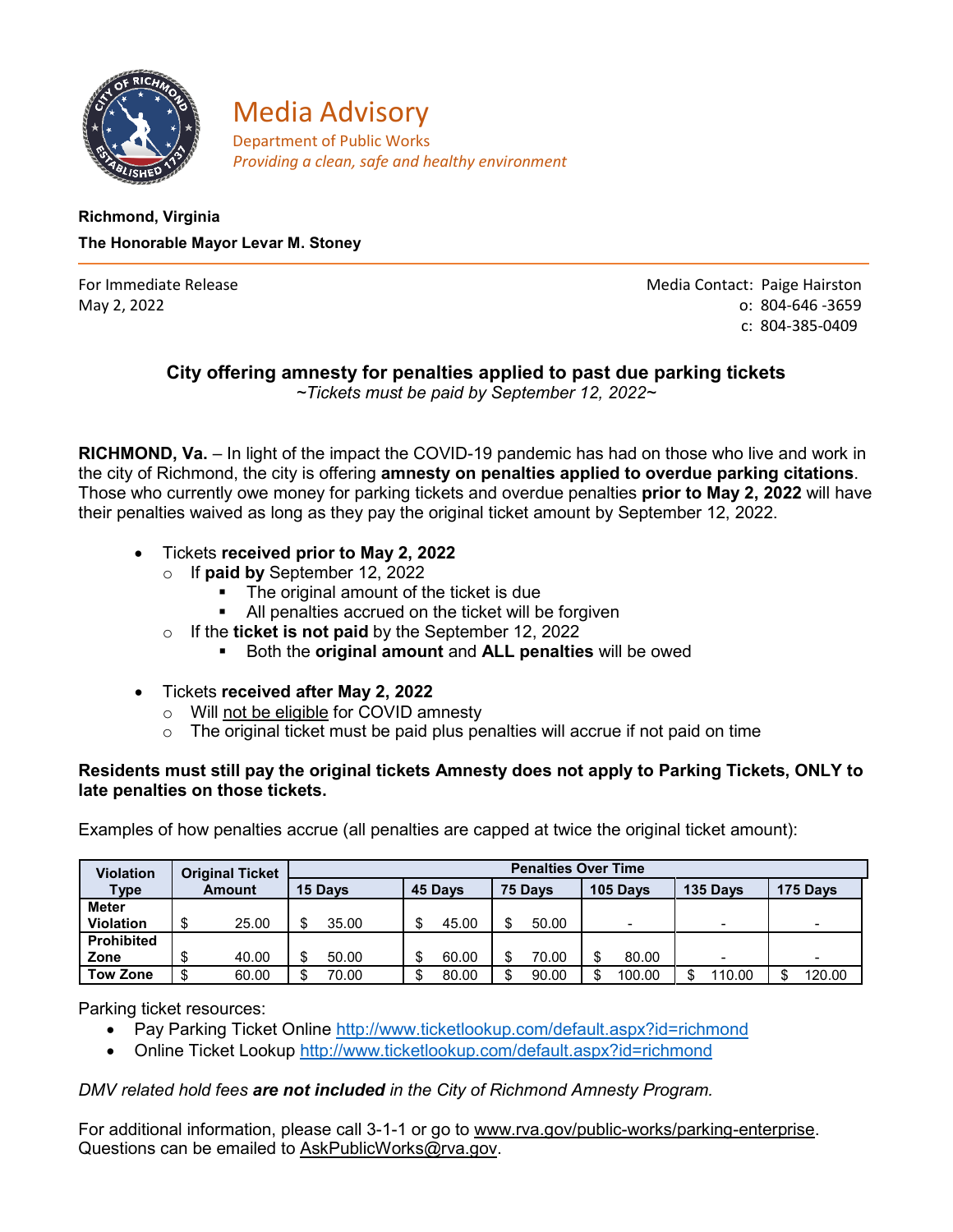# Media Advisory

Department of Public Works

*Providing a clean, safe and healthy environment*

**Richmond, Virginia**

**The Honorable Mayor Levar M. Stoney**

---

For Immediate Release
May 2, 2022

Media Contact: Paige Hairston
o: 804-646 -3659
c: 804-385-0409

## City offering amnesty for penalties applied to past due parking tickets

*~Tickets must be paid by September 12, 2022~*

**RICHMOND, Va.** – In light of the impact the COVID-19 pandemic has had on those who live and work in the city of Richmond, the city is offering **amnesty on penalties applied to overdue parking citations**. Those who currently owe money for parking tickets and overdue penalties **prior to May 2, 2022** will have their penalties waived as long as they pay the original ticket amount by September 12, 2022.

- Tickets **received prior to May 2, 2022**
  - If **paid by** September 12, 2022
    - The original amount of the ticket is due
    - All penalties accrued on the ticket will be forgiven
  - If the **ticket is not paid** by the September 12, 2022
    - Both the **original amount** and **ALL penalties** will be owed

- Tickets **received after May 2, 2022**
  - Will <u>not be eligible</u> for COVID amnesty
  - The original ticket must be paid plus penalties will accrue if not paid on time

**Residents must still pay the original tickets Amnesty does not apply to Parking Tickets, ONLY to late penalties on those tickets.**

Examples of how penalties accrue (all penalties are capped at twice the original ticket amount):

| Violation Type | Original Ticket Amount | Penalties Over Time | | | | | |
|---|---|---|---|---|---|---|---|
| | | 15 Days | 45 Days | 75 Days | 105 Days | 135 Days | 175 Days |
| Meter Violation | $ 25.00 | $ 35.00 | $ 45.00 | $ 50.00 | - | - | - |
| Prohibited Zone | $ 40.00 | $ 50.00 | $ 60.00 | $ 70.00 | $ 80.00 | - | - |
| Tow Zone | $ 60.00 | $ 70.00 | $ 80.00 | $ 90.00 | $ 100.00 | $ 110.00 | $ 120.00 |

Parking ticket resources:

- Pay Parking Ticket Online http://www.ticketlookup.com/default.aspx?id=richmond
- Online Ticket Lookup http://www.ticketlookup.com/default.aspx?id=richmond

*DMV related hold fees **are not included** in the City of Richmond Amnesty Program.*

For additional information, please call 3-1-1 or go to www.rva.gov/public-works/parking-enterprise. Questions can be emailed to AskPublicWorks@rva.gov.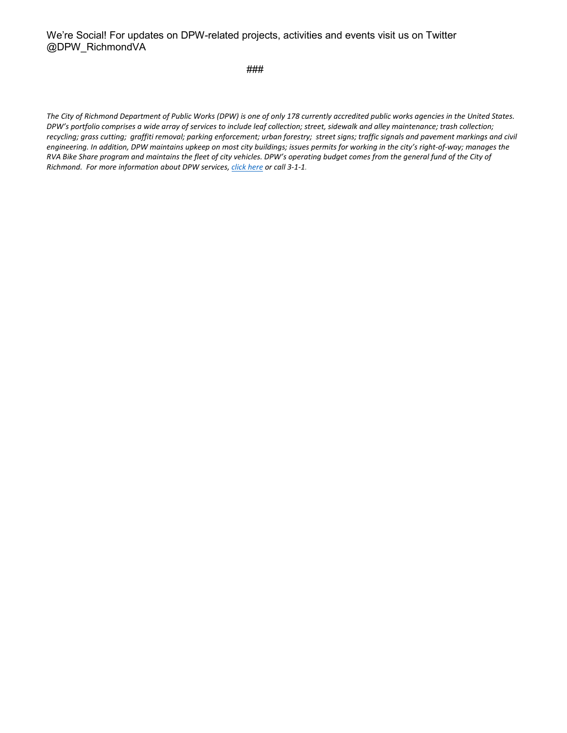We're Social! For updates on DPW-related projects, activities and events visit us on Twitter @DPW_RichmondVA

###

*The City of Richmond Department of Public Works (DPW) is one of only 178 currently accredited public works agencies in the United States. DPW's portfolio comprises a wide array of services to include leaf collection; street, sidewalk and alley maintenance; trash collection; recycling; grass cutting; graffiti removal; parking enforcement; urban forestry; street signs; traffic signals and pavement markings and civil engineering. In addition, DPW maintains upkeep on most city buildings; issues permits for working in the city's right-of-way; manages the RVA Bike Share program and maintains the fleet of city vehicles. DPW's operating budget comes from the general fund of the City of Richmond. For more information about DPW services, click here or call 3-1-1.*